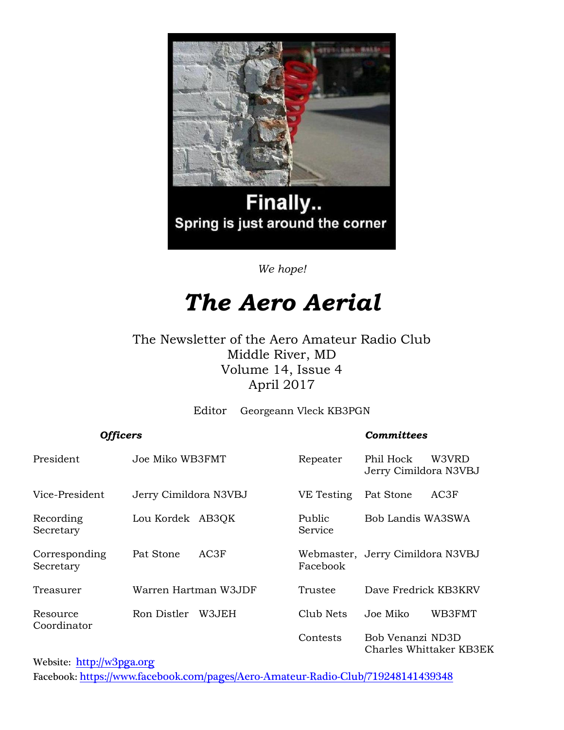Finally..
Spring is just around the corner

*We hope!*

# *The Aero Aerial*

The Newsletter of the Aero Amateur Radio Club
Middle River, MD
Volume 14, Issue 4
April 2017

Editor Georgeann Vleck KB3PGN

| ***Officers*** | | ***Committees*** | |
|---|---|---|---|
| President | Joe Miko WB3FMT | Repeater | Phil Hock W3VRD<br>Jerry Cimildora N3VBJ |
| Vice-President | Jerry Cimildora N3VBJ | VE Testing | Pat Stone AC3F |
| Recording Secretary | Lou Kordek AB3QK | Public Service | Bob Landis WA3SWA |
| Corresponding Secretary | Pat Stone AC3F | Webmaster, Facebook | Jerry Cimildora N3VBJ |
| Treasurer | Warren Hartman W3JDF | Trustee | Dave Fredrick KB3KRV |
| Resource Coordinator | Ron Distler W3JEH | Club Nets | Joe Miko WB3FMT |
| | | Contests | Bob Venanzi ND3D<br>Charles Whittaker KB3EK |

Website: [http://w3pga.org](http://w3pga.org)
Facebook: [https://www.facebook.com/pages/Aero-Amateur-Radio-Club/719248141439348](https://www.facebook.com/pages/Aero-Amateur-Radio-Club/719248141439348)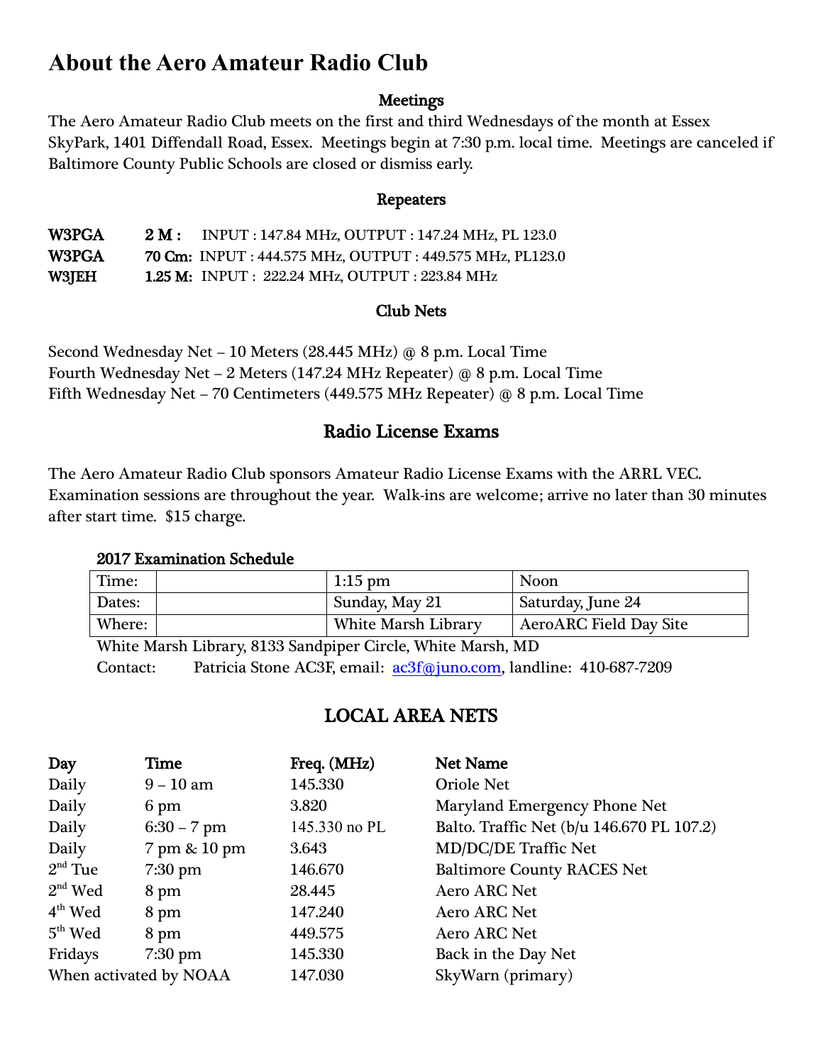# About the Aero Amateur Radio Club

### Meetings

The Aero Amateur Radio Club meets on the first and third Wednesdays of the month at Essex SkyPark, 1401 Diffendall Road, Essex. Meetings begin at 7:30 p.m. local time. Meetings are canceled if Baltimore County Public Schools are closed or dismiss early.

### Repeaters

| | | |
|---|---|---|
| **W3PGA** | **2 M :** | INPUT : 147.84 MHz, OUTPUT : 147.24 MHz, PL 123.0 |
| **W3PGA** | **70 Cm:** | INPUT : 444.575 MHz, OUTPUT : 449.575 MHz, PL123.0 |
| **W3JEH** | **1.25 M:** | INPUT : 222.24 MHz, OUTPUT : 223.84 MHz |

### Club Nets

Second Wednesday Net – 10 Meters (28.445 MHz) @ 8 p.m. Local Time
Fourth Wednesday Net – 2 Meters (147.24 MHz Repeater) @ 8 p.m. Local Time
Fifth Wednesday Net – 70 Centimeters (449.575 MHz Repeater) @ 8 p.m. Local Time

## Radio License Exams

The Aero Amateur Radio Club sponsors Amateur Radio License Exams with the ARRL VEC. Examination sessions are throughout the year. Walk-ins are welcome; arrive no later than 30 minutes after start time. $15 charge.

**2017 Examination Schedule**

| | | | |
|---|---|---|---|
| Time: | | 1:15 pm | Noon |
| Dates: | | Sunday, May 21 | Saturday, June 24 |
| Where: | | White Marsh Library | AeroARC Field Day Site |

White Marsh Library, 8133 Sandpiper Circle, White Marsh, MD
Contact: Patricia Stone AC3F, email: ac3f@juno.com, landline: 410-687-7209

## LOCAL AREA NETS

| Day | Time | Freq. (MHz) | Net Name |
|---|---|---|---|
| Daily | 9 – 10 am | 145.330 | Oriole Net |
| Daily | 6 pm | 3.820 | Maryland Emergency Phone Net |
| Daily | 6:30 – 7 pm | 145.330 no PL | Balto. Traffic Net (b/u 146.670 PL 107.2) |
| Daily | 7 pm & 10 pm | 3.643 | MD/DC/DE Traffic Net |
| 2nd Tue | 7:30 pm | 146.670 | Baltimore County RACES Net |
| 2nd Wed | 8 pm | 28.445 | Aero ARC Net |
| 4th Wed | 8 pm | 147.240 | Aero ARC Net |
| 5th Wed | 8 pm | 449.575 | Aero ARC Net |
| Fridays | 7:30 pm | 145.330 | Back in the Day Net |
| When activated by NOAA | | 147.030 | SkyWarn (primary) |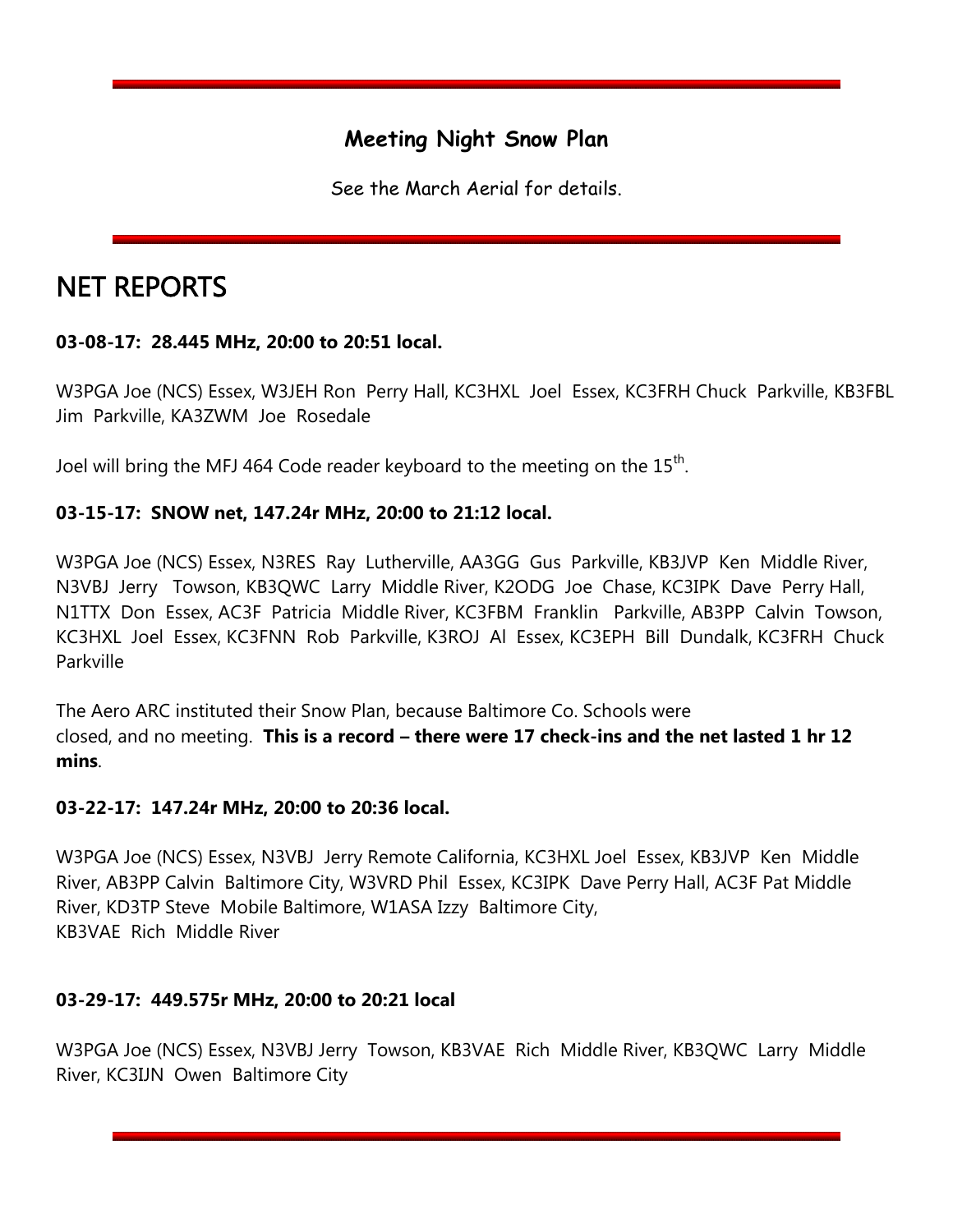### Meeting Night Snow Plan

See the March Aerial for details.

# NET REPORTS

**03-08-17: 28.445 MHz, 20:00 to 20:51 local.**

W3PGA Joe (NCS) Essex, W3JEH Ron Perry Hall, KC3HXL Joel Essex, KC3FRH Chuck Parkville, KB3FBL Jim Parkville, KA3ZWM Joe Rosedale

Joel will bring the MFJ 464 Code reader keyboard to the meeting on the 15th.

**03-15-17: SNOW net, 147.24r MHz, 20:00 to 21:12 local.**

W3PGA Joe (NCS) Essex, N3RES Ray Lutherville, AA3GG Gus Parkville, KB3JVP Ken Middle River, N3VBJ Jerry Towson, KB3QWC Larry Middle River, K2ODG Joe Chase, KC3IPK Dave Perry Hall, N1TTX Don Essex, AC3F Patricia Middle River, KC3FBM Franklin Parkville, AB3PP Calvin Towson, KC3HXL Joel Essex, KC3FNN Rob Parkville, K3ROJ Al Essex, KC3EPH Bill Dundalk, KC3FRH Chuck Parkville

The Aero ARC instituted their Snow Plan, because Baltimore Co. Schools were closed, and no meeting. **This is a record – there were 17 check-ins and the net lasted 1 hr 12 mins**.

**03-22-17: 147.24r MHz, 20:00 to 20:36 local.**

W3PGA Joe (NCS) Essex, N3VBJ Jerry Remote California, KC3HXL Joel Essex, KB3JVP Ken Middle River, AB3PP Calvin Baltimore City, W3VRD Phil Essex, KC3IPK Dave Perry Hall, AC3F Pat Middle River, KD3TP Steve Mobile Baltimore, W1ASA Izzy Baltimore City, KB3VAE Rich Middle River

**03-29-17: 449.575r MHz, 20:00 to 20:21 local**

W3PGA Joe (NCS) Essex, N3VBJ Jerry Towson, KB3VAE Rich Middle River, KB3QWC Larry Middle River, KC3IJN Owen Baltimore City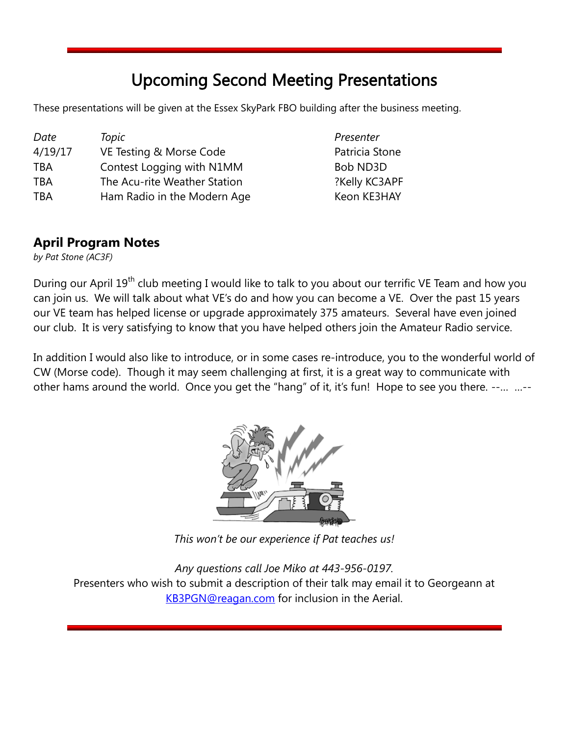# Upcoming Second Meeting Presentations

These presentations will be given at the Essex SkyPark FBO building after the business meeting.

| *Date* | *Topic* | *Presenter* |
| --- | --- | --- |
| 4/19/17 | VE Testing & Morse Code | Patricia Stone |
| TBA | Contest Logging with N1MM | Bob ND3D |
| TBA | The Acu-rite Weather Station | ?Kelly KC3APF |
| TBA | Ham Radio in the Modern Age | Keon KE3HAY |

## April Program Notes

*by Pat Stone (AC3F)*

During our April 19th club meeting I would like to talk to you about our terrific VE Team and how you can join us. We will talk about what VE's do and how you can become a VE. Over the past 15 years our VE team has helped license or upgrade approximately 375 amateurs. Several have even joined our club. It is very satisfying to know that you have helped others join the Amateur Radio service.

In addition I would also like to introduce, or in some cases re-introduce, you to the wonderful world of CW (Morse code). Though it may seem challenging at first, it is a great way to communicate with other hams around the world. Once you get the "hang" of it, it's fun! Hope to see you there. --... ...--

*This won't be our experience if Pat teaches us!*

*Any questions call Joe Miko at 443-956-0197.*

Presenters who wish to submit a description of their talk may email it to Georgeann at KB3PGN@reagan.com for inclusion in the Aerial.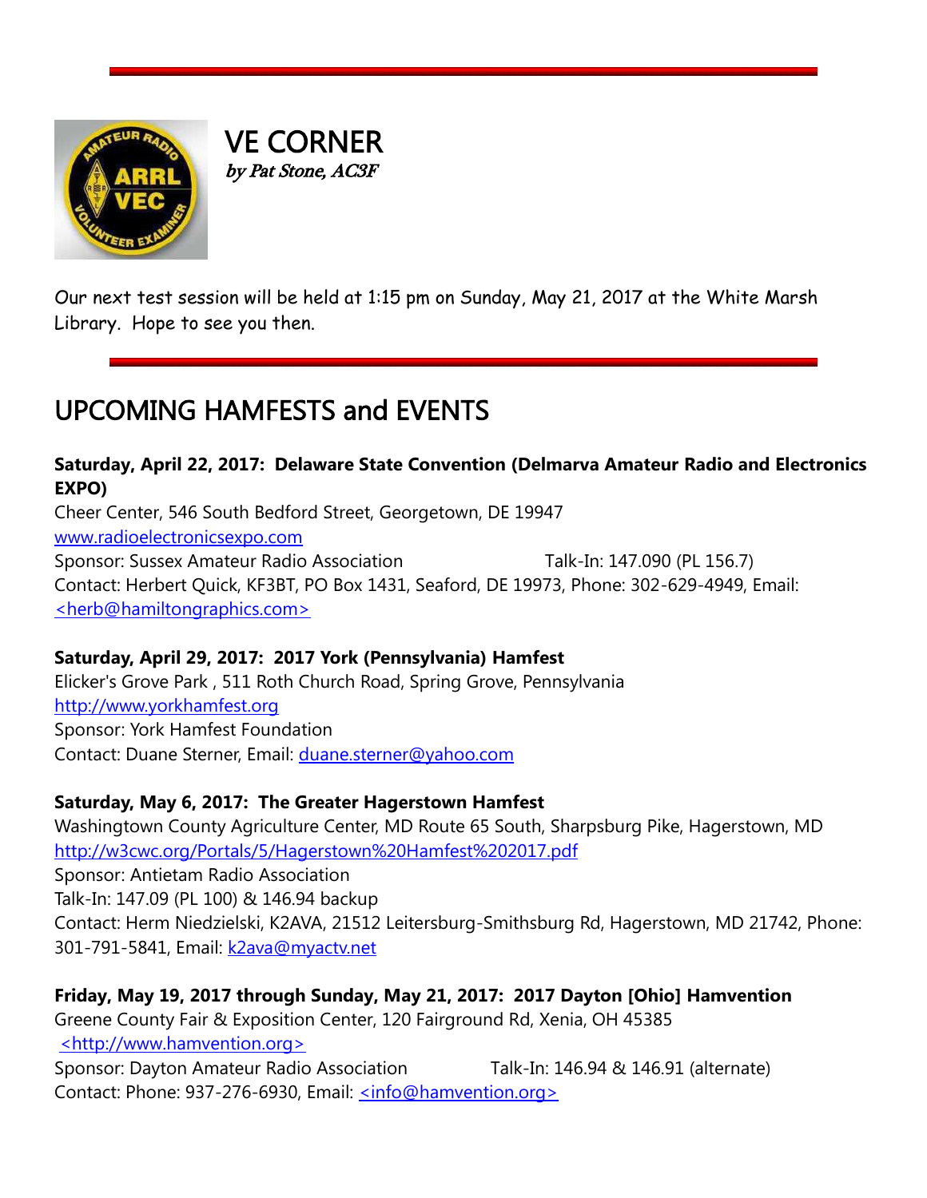# VE CORNER

*by Pat Stone, AC3F*

Our next test session will be held at 1:15 pm on Sunday, May 21, 2017 at the White Marsh Library. Hope to see you then.

# UPCOMING HAMFESTS and EVENTS

**Saturday, April 22, 2017: Delaware State Convention (Delmarva Amateur Radio and Electronics EXPO)**
Cheer Center, 546 South Bedford Street, Georgetown, DE 19947
www.radioelectronicsexpo.com
Sponsor: Sussex Amateur Radio Association Talk-In: 147.090 (PL 156.7)
Contact: Herbert Quick, KF3BT, PO Box 1431, Seaford, DE 19973, Phone: 302-629-4949, Email: <herb@hamiltongraphics.com>

**Saturday, April 29, 2017: 2017 York (Pennsylvania) Hamfest**
Elicker's Grove Park , 511 Roth Church Road, Spring Grove, Pennsylvania
http://www.yorkhamfest.org
Sponsor: York Hamfest Foundation
Contact: Duane Sterner, Email: duane.sterner@yahoo.com

**Saturday, May 6, 2017: The Greater Hagerstown Hamfest**
Washingtown County Agriculture Center, MD Route 65 South, Sharpsburg Pike, Hagerstown, MD
http://w3cwc.org/Portals/5/Hagerstown%20Hamfest%202017.pdf
Sponsor: Antietam Radio Association
Talk-In: 147.09 (PL 100) & 146.94 backup
Contact: Herm Niedzielski, K2AVA, 21512 Leitersburg-Smithsburg Rd, Hagerstown, MD 21742, Phone: 301-791-5841, Email: k2ava@myactv.net

**Friday, May 19, 2017 through Sunday, May 21, 2017: 2017 Dayton [Ohio] Hamvention**
Greene County Fair & Exposition Center, 120 Fairground Rd, Xenia, OH 45385
<http://www.hamvention.org>
Sponsor: Dayton Amateur Radio Association Talk-In: 146.94 & 146.91 (alternate)
Contact: Phone: 937-276-6930, Email: <info@hamvention.org>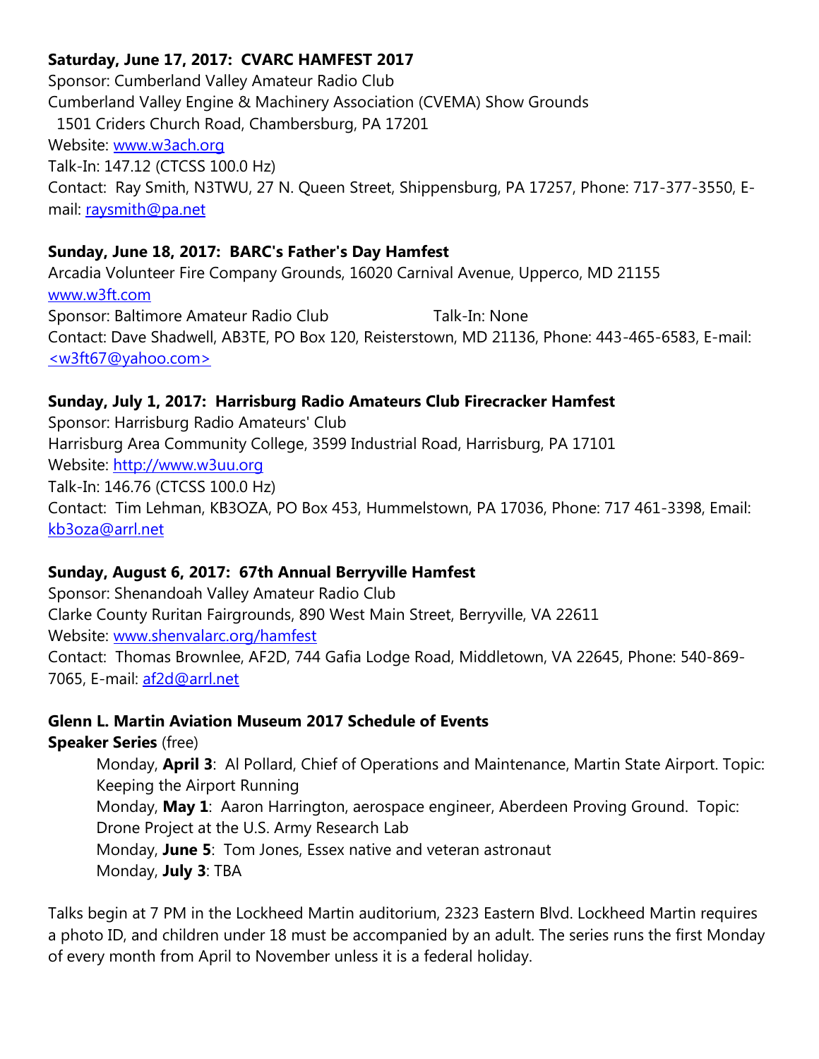**Saturday, June 17, 2017: CVARC HAMFEST 2017**
Sponsor: Cumberland Valley Amateur Radio Club
Cumberland Valley Engine & Machinery Association (CVEMA) Show Grounds
1501 Criders Church Road, Chambersburg, PA 17201
Website: www.w3ach.org
Talk-In: 147.12 (CTCSS 100.0 Hz)
Contact: Ray Smith, N3TWU, 27 N. Queen Street, Shippensburg, PA 17257, Phone: 717-377-3550, E-mail: raysmith@pa.net

**Sunday, June 18, 2017: BARC's Father's Day Hamfest**
Arcadia Volunteer Fire Company Grounds, 16020 Carnival Avenue, Upperco, MD 21155
www.w3ft.com
Sponsor: Baltimore Amateur Radio Club Talk-In: None
Contact: Dave Shadwell, AB3TE, PO Box 120, Reisterstown, MD 21136, Phone: 443-465-6583, E-mail: <w3ft67@yahoo.com>

**Sunday, July 1, 2017: Harrisburg Radio Amateurs Club Firecracker Hamfest**
Sponsor: Harrisburg Radio Amateurs' Club
Harrisburg Area Community College, 3599 Industrial Road, Harrisburg, PA 17101
Website: http://www.w3uu.org
Talk-In: 146.76 (CTCSS 100.0 Hz)
Contact: Tim Lehman, KB3OZA, PO Box 453, Hummelstown, PA 17036, Phone: 717 461-3398, Email: kb3oza@arrl.net

**Sunday, August 6, 2017: 67th Annual Berryville Hamfest**
Sponsor: Shenandoah Valley Amateur Radio Club
Clarke County Ruritan Fairgrounds, 890 West Main Street, Berryville, VA 22611
Website: www.shenvalarc.org/hamfest
Contact: Thomas Brownlee, AF2D, 744 Gafia Lodge Road, Middletown, VA 22645, Phone: 540-869-7065, E-mail: af2d@arrl.net

**Glenn L. Martin Aviation Museum 2017 Schedule of Events**
**Speaker Series** (free)

Monday, **April 3**: Al Pollard, Chief of Operations and Maintenance, Martin State Airport. Topic: Keeping the Airport Running
Monday, **May 1**: Aaron Harrington, aerospace engineer, Aberdeen Proving Ground. Topic: Drone Project at the U.S. Army Research Lab
Monday, **June 5**: Tom Jones, Essex native and veteran astronaut
Monday, **July 3**: TBA

Talks begin at 7 PM in the Lockheed Martin auditorium, 2323 Eastern Blvd. Lockheed Martin requires a photo ID, and children under 18 must be accompanied by an adult. The series runs the first Monday of every month from April to November unless it is a federal holiday.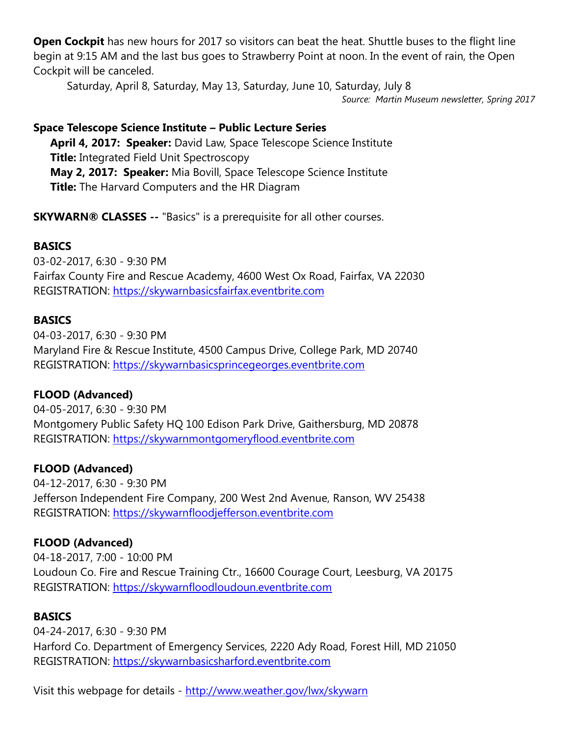**Open Cockpit** has new hours for 2017 so visitors can beat the heat. Shuttle buses to the flight line begin at 9:15 AM and the last bus goes to Strawberry Point at noon. In the event of rain, the Open Cockpit will be canceled.

Saturday, April 8, Saturday, May 13, Saturday, June 10, Saturday, July 8

*Source: Martin Museum newsletter, Spring 2017*

**Space Telescope Science Institute – Public Lecture Series**

**April 4, 2017: Speaker:** David Law, Space Telescope Science Institute
**Title:** Integrated Field Unit Spectroscopy

**May 2, 2017: Speaker:** Mia Bovill, Space Telescope Science Institute
**Title:** The Harvard Computers and the HR Diagram

**SKYWARN® CLASSES --** "Basics" is a prerequisite for all other courses.

**BASICS**
03-02-2017, 6:30 - 9:30 PM
Fairfax County Fire and Rescue Academy, 4600 West Ox Road, Fairfax, VA 22030
REGISTRATION: https://skywarnbasicsfairfax.eventbrite.com

**BASICS**
04-03-2017, 6:30 - 9:30 PM
Maryland Fire & Rescue Institute, 4500 Campus Drive, College Park, MD 20740
REGISTRATION: https://skywarnbasicsprincegeorges.eventbrite.com

**FLOOD (Advanced)**
04-05-2017, 6:30 - 9:30 PM
Montgomery Public Safety HQ 100 Edison Park Drive, Gaithersburg, MD 20878
REGISTRATION: https://skywarnmontgomeryflood.eventbrite.com

**FLOOD (Advanced)**
04-12-2017, 6:30 - 9:30 PM
Jefferson Independent Fire Company, 200 West 2nd Avenue, Ranson, WV 25438
REGISTRATION: https://skywarnfloodjefferson.eventbrite.com

**FLOOD (Advanced)**
04-18-2017, 7:00 - 10:00 PM
Loudoun Co. Fire and Rescue Training Ctr., 16600 Courage Court, Leesburg, VA 20175
REGISTRATION: https://skywarnfloodloudoun.eventbrite.com

**BASICS**
04-24-2017, 6:30 - 9:30 PM
Harford Co. Department of Emergency Services, 2220 Ady Road, Forest Hill, MD 21050
REGISTRATION: https://skywarnbasicsharford.eventbrite.com

Visit this webpage for details - http://www.weather.gov/lwx/skywarn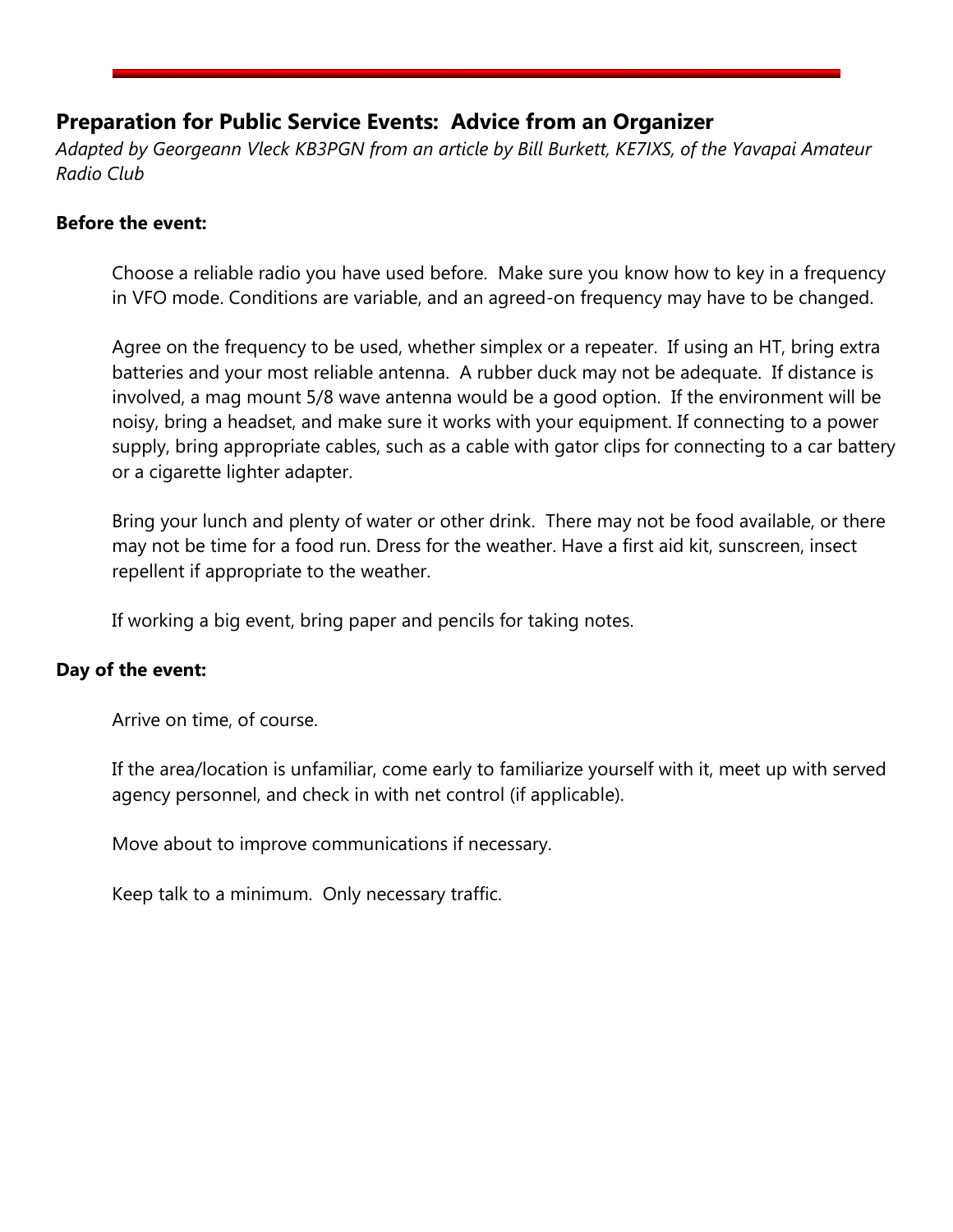## Preparation for Public Service Events: Advice from an Organizer

*Adapted by Georgeann Vleck KB3PGN from an article by Bill Burkett, KE7IXS, of the Yavapai Amateur Radio Club*

**Before the event:**

Choose a reliable radio you have used before. Make sure you know how to key in a frequency in VFO mode. Conditions are variable, and an agreed-on frequency may have to be changed.

Agree on the frequency to be used, whether simplex or a repeater. If using an HT, bring extra batteries and your most reliable antenna. A rubber duck may not be adequate. If distance is involved, a mag mount 5/8 wave antenna would be a good option. If the environment will be noisy, bring a headset, and make sure it works with your equipment. If connecting to a power supply, bring appropriate cables, such as a cable with gator clips for connecting to a car battery or a cigarette lighter adapter.

Bring your lunch and plenty of water or other drink. There may not be food available, or there may not be time for a food run. Dress for the weather. Have a first aid kit, sunscreen, insect repellent if appropriate to the weather.

If working a big event, bring paper and pencils for taking notes.

**Day of the event:**

Arrive on time, of course.

If the area/location is unfamiliar, come early to familiarize yourself with it, meet up with served agency personnel, and check in with net control (if applicable).

Move about to improve communications if necessary.

Keep talk to a minimum. Only necessary traffic.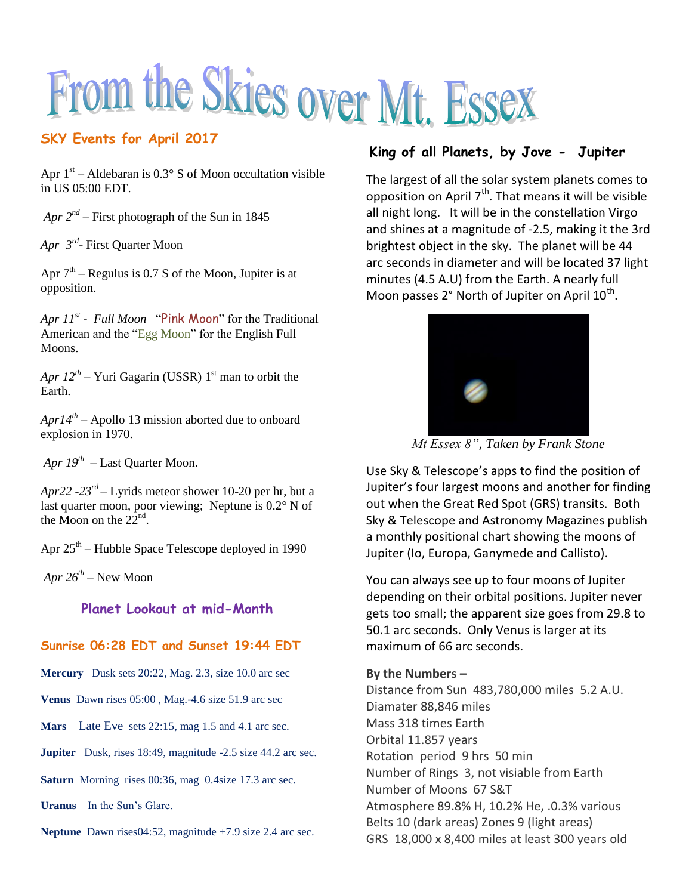# From the Skies over Mt. Essex

## SKY Events for April 2017

Apr 1st – Aldebaran is 0.3° S of Moon occultation visible in US 05:00 EDT.

*Apr 2nd* – First photograph of the Sun in 1845

*Apr 3rd*- First Quarter Moon

Apr 7th – Regulus is 0.7 S of the Moon, Jupiter is at opposition.

*Apr 11st - Full Moon* "Pink Moon" for the Traditional American and the "Egg Moon" for the English Full Moons.

*Apr 12th* – Yuri Gagarin (USSR) 1st man to orbit the Earth.

*Apr14th* – Apollo 13 mission aborted due to onboard explosion in 1970.

*Apr 19th* – Last Quarter Moon.

*Apr22 -23rd* – Lyrids meteor shower 10-20 per hr, but a last quarter moon, poor viewing; Neptune is 0.2° N of the Moon on the 22nd.

Apr 25th – Hubble Space Telescope deployed in 1990

*Apr 26th* – New Moon

### Planet Lookout at mid-Month

### Sunrise 06:28 EDT and Sunset 19:44 EDT

**Mercury** Dusk sets 20:22, Mag. 2.3, size 10.0 arc sec

**Venus** Dawn rises 05:00 , Mag.-4.6 size 51.9 arc sec

**Mars** Late Eve sets 22:15, mag 1.5 and 4.1 arc sec.

**Jupiter** Dusk, rises 18:49, magnitude -2.5 size 44.2 arc sec.

**Saturn** Morning rises 00:36, mag 0.4size 17.3 arc sec.

**Uranus** In the Sun's Glare.

**Neptune** Dawn rises04:52, magnitude +7.9 size 2.4 arc sec.

## King of all Planets, by Jove - Jupiter

The largest of all the solar system planets comes to opposition on April 7th. That means it will be visible all night long. It will be in the constellation Virgo and shines at a magnitude of -2.5, making it the 3rd brightest object in the sky. The planet will be 44 arc seconds in diameter and will be located 37 light minutes (4.5 A.U) from the Earth. A nearly full Moon passes 2° North of Jupiter on April 10th.

*Mt Essex 8", Taken by Frank Stone*

Use Sky & Telescope's apps to find the position of Jupiter's four largest moons and another for finding out when the Great Red Spot (GRS) transits. Both Sky & Telescope and Astronomy Magazines publish a monthly positional chart showing the moons of Jupiter (Io, Europa, Ganymede and Callisto).

You can always see up to four moons of Jupiter depending on their orbital positions. Jupiter never gets too small; the apparent size goes from 29.8 to 50.1 arc seconds. Only Venus is larger at its maximum of 66 arc seconds.

**By the Numbers –**
Distance from Sun 483,780,000 miles 5.2 A.U.
Diamater 88,846 miles
Mass 318 times Earth
Orbital 11.857 years
Rotation period 9 hrs 50 min
Number of Rings 3, not visiable from Earth
Number of Moons 67 S&T
Atmosphere 89.8% H, 10.2% He, .0.3% various
Belts 10 (dark areas) Zones 9 (light areas)
GRS 18,000 x 8,400 miles at least 300 years old